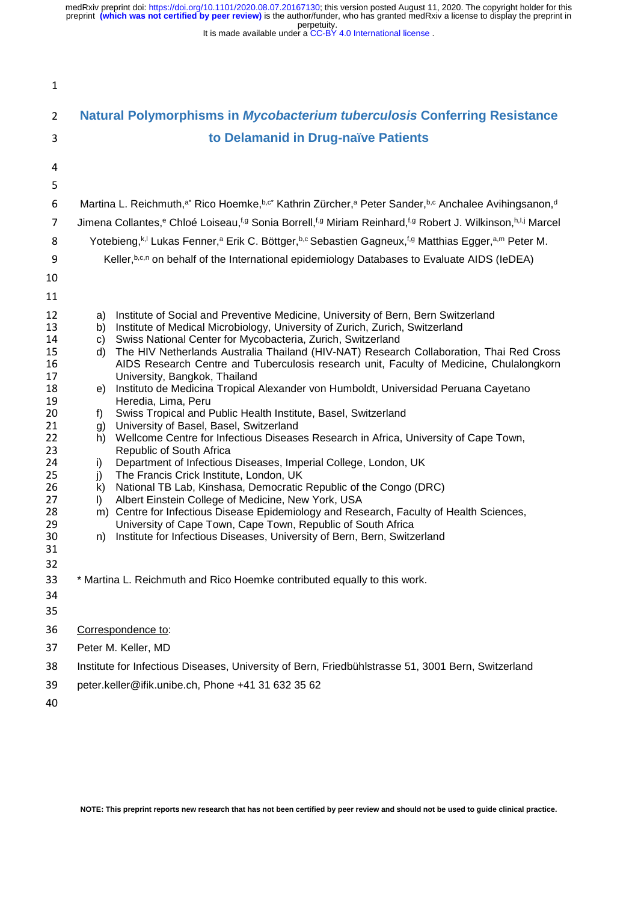# Natural Polymorphisms in *Mycobacterium tuberculosis* Conferring Resistance to Delamanid in Drug-naïve Patients

Martina L. Reichmuth,[a*] Rico Hoemke,[b,c*] Kathrin Zürcher,[a] Peter Sander,[b,c] Anchalee Avihingsanon,[d] Jimena Collantes,[e] Chloé Loiseau,[f,g] Sonia Borrell,[f,g] Miriam Reinhard,[f,g] Robert J. Wilkinson,[h,i,j] Marcel Yotebieng,[k,l] Lukas Fenner,[a] Erik C. Böttger,[b,c] Sebastien Gagneux,[f,g] Matthias Egger,[a,m] Peter M. Keller,[b,c,n] on behalf of the International epidemiology Databases to Evaluate AIDS (IeDEA)

a) Institute of Social and Preventive Medicine, University of Bern, Bern Switzerland
b) Institute of Medical Microbiology, University of Zurich, Zurich, Switzerland
c) Swiss National Center for Mycobacteria, Zurich, Switzerland
d) The HIV Netherlands Australia Thailand (HIV-NAT) Research Collaboration, Thai Red Cross AIDS Research Centre and Tuberculosis research unit, Faculty of Medicine, Chulalongkorn University, Bangkok, Thailand
e) Instituto de Medicina Tropical Alexander von Humboldt, Universidad Peruana Cayetano Heredia, Lima, Peru
f) Swiss Tropical and Public Health Institute, Basel, Switzerland
g) University of Basel, Basel, Switzerland
h) Wellcome Centre for Infectious Diseases Research in Africa, University of Cape Town, Republic of South Africa
i) Department of Infectious Diseases, Imperial College, London, UK
j) The Francis Crick Institute, London, UK
k) National TB Lab, Kinshasa, Democratic Republic of the Congo (DRC)
l) Albert Einstein College of Medicine, New York, USA
m) Centre for Infectious Disease Epidemiology and Research, Faculty of Health Sciences, University of Cape Town, Cape Town, Republic of South Africa
n) Institute for Infectious Diseases, University of Bern, Bern, Switzerland

* Martina L. Reichmuth and Rico Hoemke contributed equally to this work.

Correspondence to:
Peter M. Keller, MD
Institute for Infectious Diseases, University of Bern, Friedbühlstrasse 51, 3001 Bern, Switzerland
peter.keller@ifik.unibe.ch, Phone +41 31 632 35 62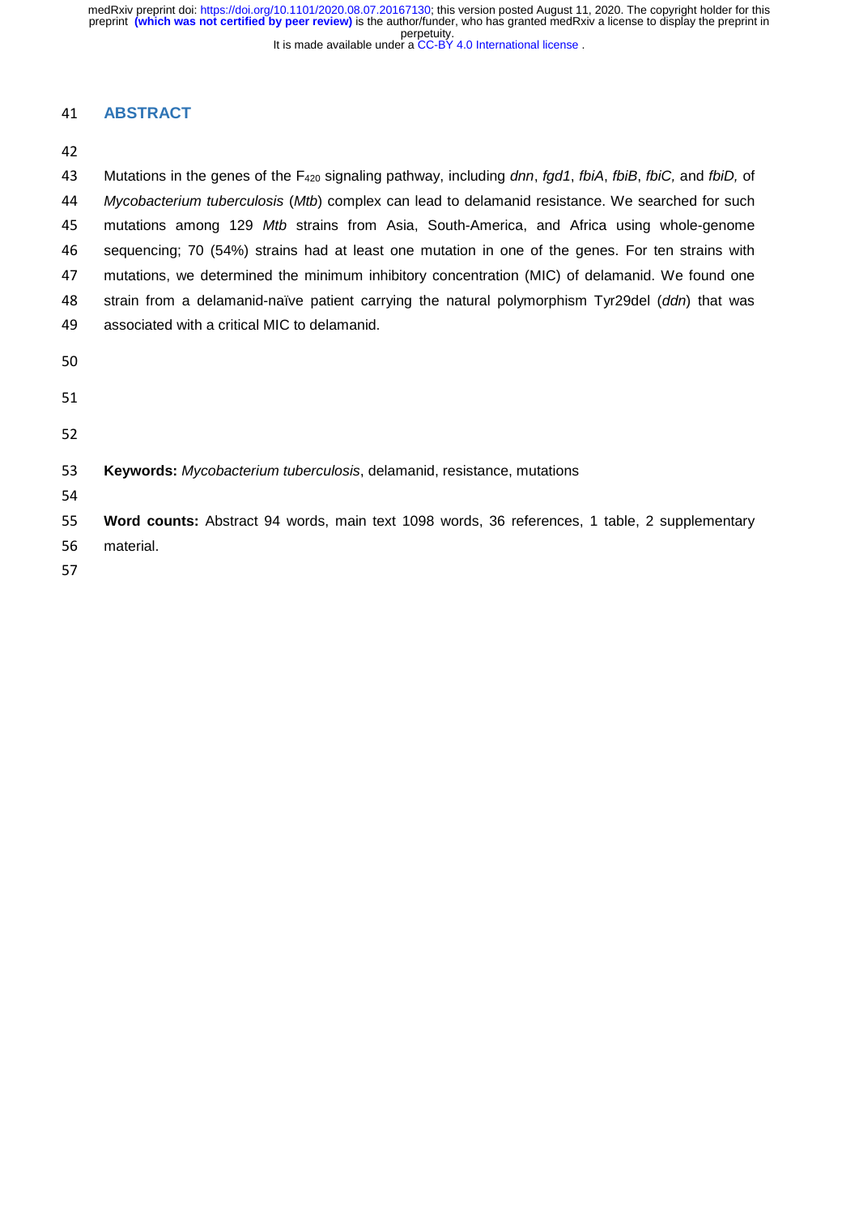## ABSTRACT

Mutations in the genes of the $F_{420}$ signaling pathway, including *dnn*, *fgd1*, *fbiA*, *fbiB*, *fbiC,* and *fbiD,* of *Mycobacterium tuberculosis* (*Mtb*) complex can lead to delamanid resistance. We searched for such mutations among 129 *Mtb* strains from Asia, South-America, and Africa using whole-genome sequencing; 70 (54%) strains had at least one mutation in one of the genes. For ten strains with mutations, we determined the minimum inhibitory concentration (MIC) of delamanid. We found one strain from a delamanid-naïve patient carrying the natural polymorphism Tyr29del (*ddn*) that was associated with a critical MIC to delamanid.

**Keywords:** *Mycobacterium tuberculosis*, delamanid, resistance, mutations

**Word counts:** Abstract 94 words, main text 1098 words, 36 references, 1 table, 2 supplementary material.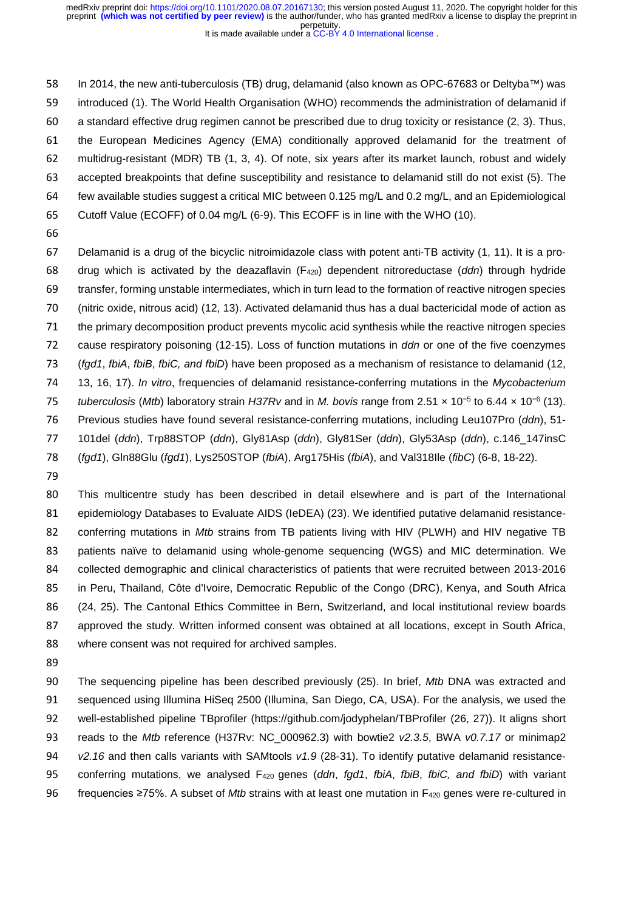In 2014, the new anti-tuberculosis (TB) drug, delamanid (also known as OPC-67683 or Deltyba™) was introduced (1). The World Health Organisation (WHO) recommends the administration of delamanid if a standard effective drug regimen cannot be prescribed due to drug toxicity or resistance (2, 3). Thus, the European Medicines Agency (EMA) conditionally approved delamanid for the treatment of multidrug-resistant (MDR) TB (1, 3, 4). Of note, six years after its market launch, robust and widely accepted breakpoints that define susceptibility and resistance to delamanid still do not exist (5). The few available studies suggest a critical MIC between 0.125 mg/L and 0.2 mg/L, and an Epidemiological Cutoff Value (ECOFF) of 0.04 mg/L (6-9). This ECOFF is in line with the WHO (10).

Delamanid is a drug of the bicyclic nitroimidazole class with potent anti-TB activity (1, 11). It is a pro-drug which is activated by the deazaflavin ($F_{420}$) dependent nitroreductase (*ddn*) through hydride transfer, forming unstable intermediates, which in turn lead to the formation of reactive nitrogen species (nitric oxide, nitrous acid) (12, 13). Activated delamanid thus has a dual bactericidal mode of action as the primary decomposition product prevents mycolic acid synthesis while the reactive nitrogen species cause respiratory poisoning (12-15). Loss of function mutations in *ddn* or one of the five coenzymes (*fgd1*, *fbiA*, *fbiB*, *fbiC, and fbiD*) have been proposed as a mechanism of resistance to delamanid (12, 13, 16, 17). *In vitro*, frequencies of delamanid resistance-conferring mutations in the *Mycobacterium tuberculosis* (*Mtb*) laboratory strain *H37Rv* and in *M. bovis* range from $2.51 \times 10^{-5}$ to $6.44 \times 10^{-6}$ (13). Previous studies have found several resistance-conferring mutations, including Leu107Pro (*ddn*), 51-101del (*ddn*), Trp88STOP (*ddn*), Gly81Asp (*ddn*), Gly81Ser (*ddn*), Gly53Asp (*ddn*), c.146_147insC (*fgd1*), Gln88Glu (*fgd1*), Lys250STOP (*fbiA*), Arg175His (*fbiA*), and Val318Ile (*fibC*) (6-8, 18-22).

This multicentre study has been described in detail elsewhere and is part of the International epidemiology Databases to Evaluate AIDS (IeDEA) (23). We identified putative delamanid resistance-conferring mutations in *Mtb* strains from TB patients living with HIV (PLWH) and HIV negative TB patients naïve to delamanid using whole-genome sequencing (WGS) and MIC determination. We collected demographic and clinical characteristics of patients that were recruited between 2013-2016 in Peru, Thailand, Côte d'Ivoire, Democratic Republic of the Congo (DRC), Kenya, and South Africa (24, 25). The Cantonal Ethics Committee in Bern, Switzerland, and local institutional review boards approved the study. Written informed consent was obtained at all locations, except in South Africa, where consent was not required for archived samples.

The sequencing pipeline has been described previously (25). In brief, *Mtb* DNA was extracted and sequenced using Illumina HiSeq 2500 (Illumina, San Diego, CA, USA). For the analysis, we used the well-established pipeline TBprofiler (https://github.com/jodyphelan/TBProfiler (26, 27)). It aligns short reads to the *Mtb* reference (H37Rv: NC_000962.3) with bowtie2 *v2.3.5*, BWA *v0.7.17* or minimap2 *v2.16* and then calls variants with SAMtools *v1.9* (28-31). To identify putative delamanid resistance-conferring mutations, we analysed $F_{420}$ genes (*ddn*, *fgd1*, *fbiA*, *fbiB*, *fbiC, and fbiD*) with variant frequencies ≥75%. A subset of *Mtb* strains with at least one mutation in $F_{420}$ genes were re-cultured in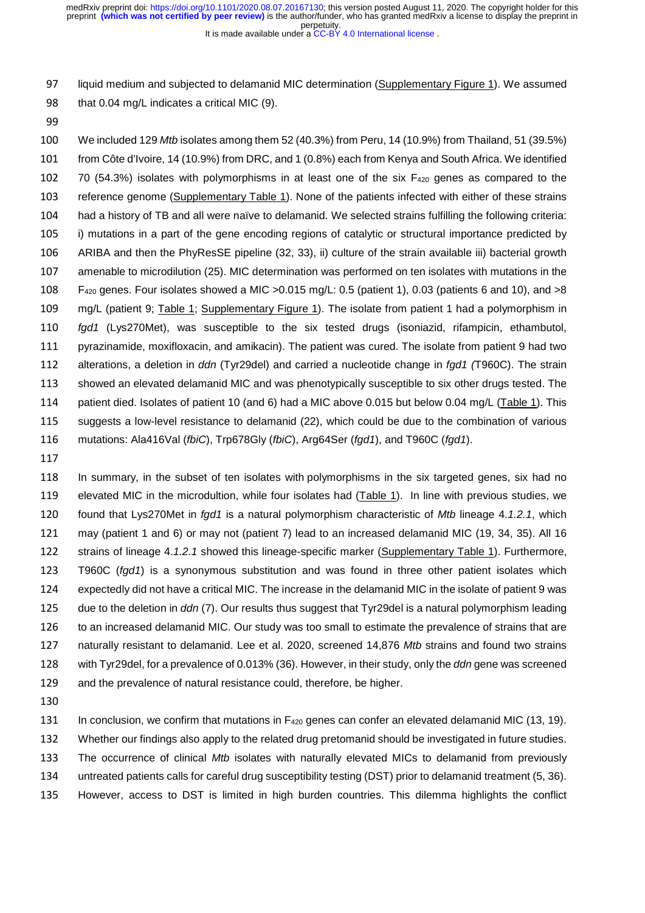liquid medium and subjected to delamanid MIC determination (Supplementary Figure 1). We assumed that 0.04 mg/L indicates a critical MIC (9).

We included 129 *Mtb* isolates among them 52 (40.3%) from Peru, 14 (10.9%) from Thailand, 51 (39.5%) from Côte d'Ivoire, 14 (10.9%) from DRC, and 1 (0.8%) each from Kenya and South Africa. We identified 70 (54.3%) isolates with polymorphisms in at least one of the six $F_{420}$ genes as compared to the reference genome (Supplementary Table 1). None of the patients infected with either of these strains had a history of TB and all were naïve to delamanid. We selected strains fulfilling the following criteria: i) mutations in a part of the gene encoding regions of catalytic or structural importance predicted by ARIBA and then the PhyResSE pipeline (32, 33), ii) culture of the strain available iii) bacterial growth amenable to microdilution (25). MIC determination was performed on ten isolates with mutations in the $F_{420}$ genes. Four isolates showed a MIC >0.015 mg/L: 0.5 (patient 1), 0.03 (patients 6 and 10), and >8 mg/L (patient 9; Table 1; Supplementary Figure 1). The isolate from patient 1 had a polymorphism in *fgd1* (Lys270Met), was susceptible to the six tested drugs (isoniazid, rifampicin, ethambutol, pyrazinamide, moxifloxacin, and amikacin). The patient was cured. The isolate from patient 9 had two alterations, a deletion in *ddn* (Tyr29del) and carried a nucleotide change in *fgd1 (*T960C). The strain showed an elevated delamanid MIC and was phenotypically susceptible to six other drugs tested. The patient died. Isolates of patient 10 (and 6) had a MIC above 0.015 but below 0.04 mg/L (Table 1). This suggests a low-level resistance to delamanid (22), which could be due to the combination of various mutations: Ala416Val (*fbiC*), Trp678Gly (*fbiC*), Arg64Ser (*fgd1*), and T960C (*fgd1*).

In summary, in the subset of ten isolates with polymorphisms in the six targeted genes, six had no elevated MIC in the microdultion, while four isolates had (Table 1). In line with previous studies, we found that Lys270Met in *fgd1* is a natural polymorphism characteristic of *Mtb* lineage 4*.1.2.1*, which may (patient 1 and 6) or may not (patient 7) lead to an increased delamanid MIC (19, 34, 35). All 16 strains of lineage 4*.1.2.1* showed this lineage-specific marker (Supplementary Table 1). Furthermore, T960C (*fgd1*) is a synonymous substitution and was found in three other patient isolates which expectedly did not have a critical MIC. The increase in the delamanid MIC in the isolate of patient 9 was due to the deletion in *ddn* (7). Our results thus suggest that Tyr29del is a natural polymorphism leading to an increased delamanid MIC. Our study was too small to estimate the prevalence of strains that are naturally resistant to delamanid. Lee et al. 2020, screened 14,876 *Mtb* strains and found two strains with Tyr29del, for a prevalence of 0.013% (36). However, in their study, only the *ddn* gene was screened and the prevalence of natural resistance could, therefore, be higher.

In conclusion, we confirm that mutations in $F_{420}$ genes can confer an elevated delamanid MIC (13, 19). Whether our findings also apply to the related drug pretomanid should be investigated in future studies. The occurrence of clinical *Mtb* isolates with naturally elevated MICs to delamanid from previously untreated patients calls for careful drug susceptibility testing (DST) prior to delamanid treatment (5, 36). However, access to DST is limited in high burden countries. This dilemma highlights the conflict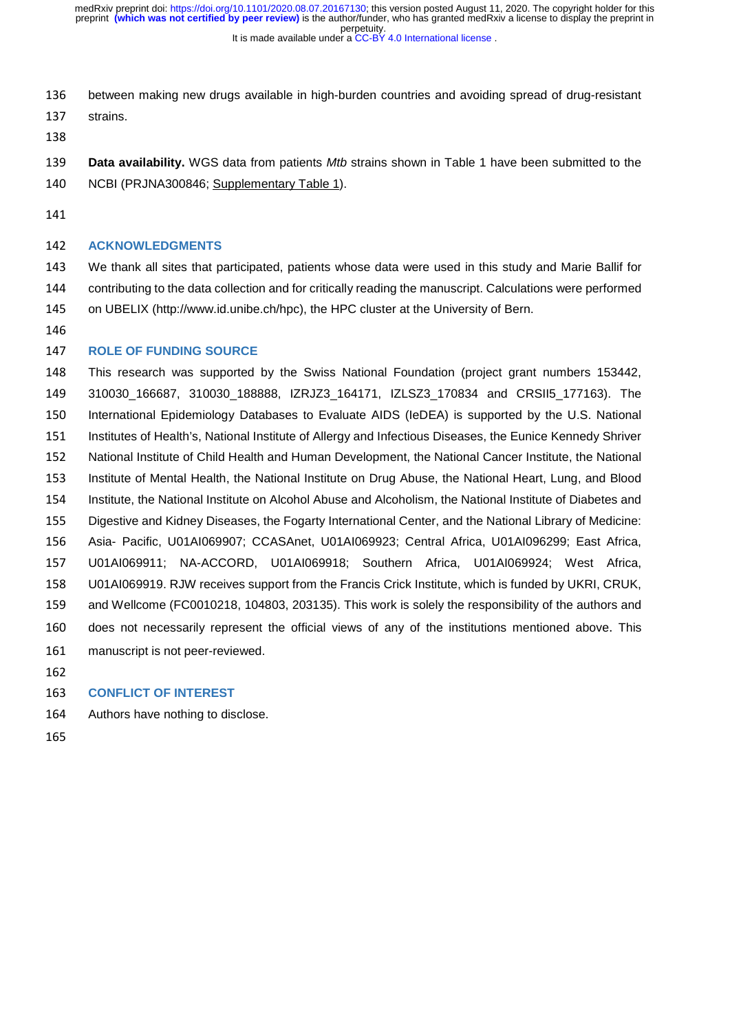between making new drugs available in high-burden countries and avoiding spread of drug-resistant strains.

**Data availability.** WGS data from patients *Mtb* strains shown in Table 1 have been submitted to the NCBI (PRJNA300846; Supplementary Table 1).

## ACKNOWLEDGMENTS

We thank all sites that participated, patients whose data were used in this study and Marie Ballif for contributing to the data collection and for critically reading the manuscript. Calculations were performed on UBELIX (http://www.id.unibe.ch/hpc), the HPC cluster at the University of Bern.

## ROLE OF FUNDING SOURCE

This research was supported by the Swiss National Foundation (project grant numbers 153442, 310030_166687, 310030_188888, IZRJZ3_164171, IZLSZ3_170834 and CRSII5_177163). The International Epidemiology Databases to Evaluate AIDS (IeDEA) is supported by the U.S. National Institutes of Health's, National Institute of Allergy and Infectious Diseases, the Eunice Kennedy Shriver National Institute of Child Health and Human Development, the National Cancer Institute, the National Institute of Mental Health, the National Institute on Drug Abuse, the National Heart, Lung, and Blood Institute, the National Institute on Alcohol Abuse and Alcoholism, the National Institute of Diabetes and Digestive and Kidney Diseases, the Fogarty International Center, and the National Library of Medicine: Asia- Pacific, U01AI069907; CCASAnet, U01AI069923; Central Africa, U01AI096299; East Africa, U01AI069911; NA-ACCORD, U01AI069918; Southern Africa, U01AI069924; West Africa, U01AI069919. RJW receives support from the Francis Crick Institute, which is funded by UKRI, CRUK, and Wellcome (FC0010218, 104803, 203135). This work is solely the responsibility of the authors and does not necessarily represent the official views of any of the institutions mentioned above. This manuscript is not peer-reviewed.

## CONFLICT OF INTEREST

Authors have nothing to disclose.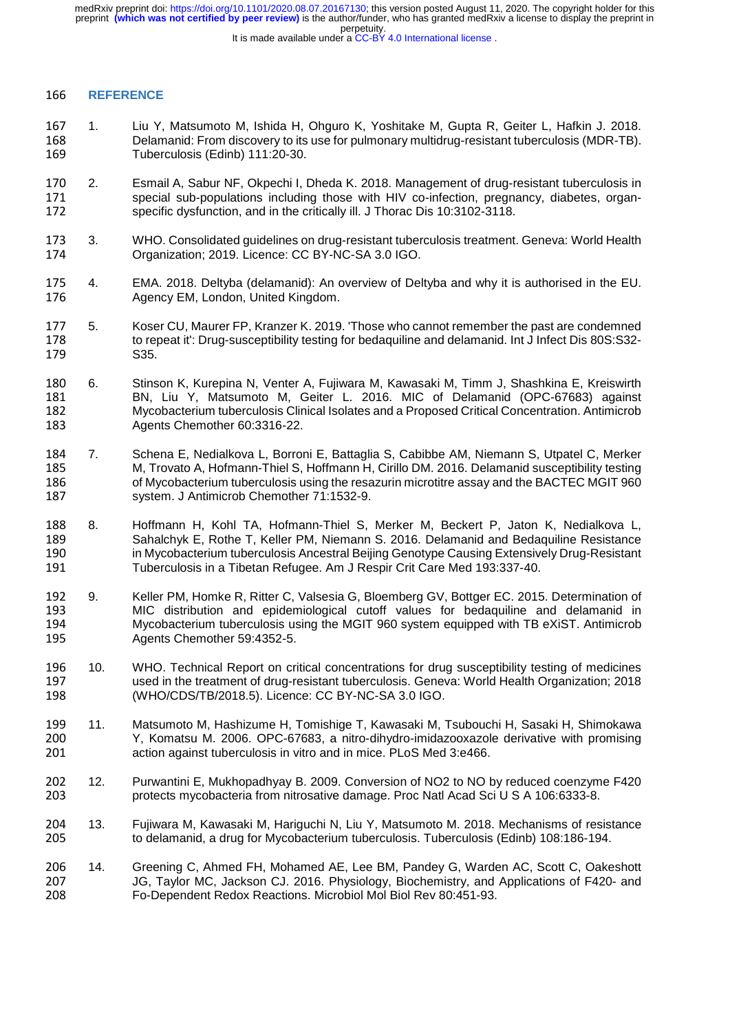## REFERENCE

1. Liu Y, Matsumoto M, Ishida H, Ohguro K, Yoshitake M, Gupta R, Geiter L, Hafkin J. 2018. Delamanid: From discovery to its use for pulmonary multidrug-resistant tuberculosis (MDR-TB). Tuberculosis (Edinb) 111:20-30.

2. Esmail A, Sabur NF, Okpechi I, Dheda K. 2018. Management of drug-resistant tuberculosis in special sub-populations including those with HIV co-infection, pregnancy, diabetes, organ-specific dysfunction, and in the critically ill. J Thorac Dis 10:3102-3118.

3. WHO. Consolidated guidelines on drug-resistant tuberculosis treatment. Geneva: World Health Organization; 2019. Licence: CC BY-NC-SA 3.0 IGO.

4. EMA. 2018. Deltyba (delamanid): An overview of Deltyba and why it is authorised in the EU. Agency EM, London, United Kingdom.

5. Koser CU, Maurer FP, Kranzer K. 2019. 'Those who cannot remember the past are condemned to repeat it': Drug-susceptibility testing for bedaquiline and delamanid. Int J Infect Dis 80S:S32-S35.

6. Stinson K, Kurepina N, Venter A, Fujiwara M, Kawasaki M, Timm J, Shashkina E, Kreiswirth BN, Liu Y, Matsumoto M, Geiter L. 2016. MIC of Delamanid (OPC-67683) against Mycobacterium tuberculosis Clinical Isolates and a Proposed Critical Concentration. Antimicrob Agents Chemother 60:3316-22.

7. Schena E, Nedialkova L, Borroni E, Battaglia S, Cabibbe AM, Niemann S, Utpatel C, Merker M, Trovato A, Hofmann-Thiel S, Hoffmann H, Cirillo DM. 2016. Delamanid susceptibility testing of Mycobacterium tuberculosis using the resazurin microtitre assay and the BACTEC MGIT 960 system. J Antimicrob Chemother 71:1532-9.

8. Hoffmann H, Kohl TA, Hofmann-Thiel S, Merker M, Beckert P, Jaton K, Nedialkova L, Sahalchyk E, Rothe T, Keller PM, Niemann S. 2016. Delamanid and Bedaquiline Resistance in Mycobacterium tuberculosis Ancestral Beijing Genotype Causing Extensively Drug-Resistant Tuberculosis in a Tibetan Refugee. Am J Respir Crit Care Med 193:337-40.

9. Keller PM, Homke R, Ritter C, Valsesia G, Bloemberg GV, Bottger EC. 2015. Determination of MIC distribution and epidemiological cutoff values for bedaquiline and delamanid in Mycobacterium tuberculosis using the MGIT 960 system equipped with TB eXiST. Antimicrob Agents Chemother 59:4352-5.

10. WHO. Technical Report on critical concentrations for drug susceptibility testing of medicines used in the treatment of drug-resistant tuberculosis. Geneva: World Health Organization; 2018 (WHO/CDS/TB/2018.5). Licence: CC BY-NC-SA 3.0 IGO.

11. Matsumoto M, Hashizume H, Tomishige T, Kawasaki M, Tsubouchi H, Sasaki H, Shimokawa Y, Komatsu M. 2006. OPC-67683, a nitro-dihydro-imidazooxazole derivative with promising action against tuberculosis in vitro and in mice. PLoS Med 3:e466.

12. Purwantini E, Mukhopadhyay B. 2009. Conversion of NO2 to NO by reduced coenzyme F420 protects mycobacteria from nitrosative damage. Proc Natl Acad Sci U S A 106:6333-8.

13. Fujiwara M, Kawasaki M, Hariguchi N, Liu Y, Matsumoto M. 2018. Mechanisms of resistance to delamanid, a drug for Mycobacterium tuberculosis. Tuberculosis (Edinb) 108:186-194.

14. Greening C, Ahmed FH, Mohamed AE, Lee BM, Pandey G, Warden AC, Scott C, Oakeshott JG, Taylor MC, Jackson CJ. 2016. Physiology, Biochemistry, and Applications of F420- and Fo-Dependent Redox Reactions. Microbiol Mol Biol Rev 80:451-93.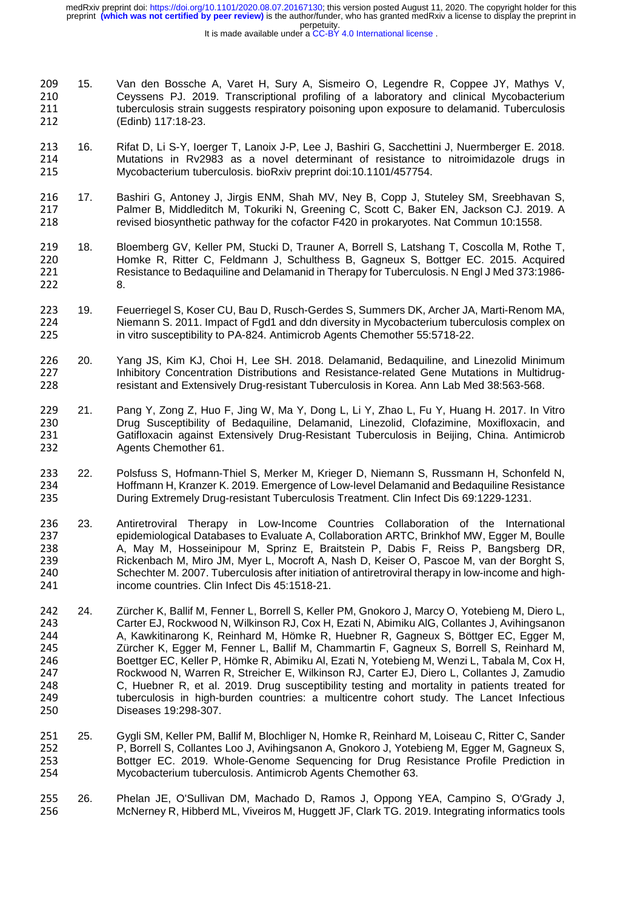15. Van den Bossche A, Varet H, Sury A, Sismeiro O, Legendre R, Coppee JY, Mathys V, Ceyssens PJ. 2019. Transcriptional profiling of a laboratory and clinical Mycobacterium tuberculosis strain suggests respiratory poisoning upon exposure to delamanid. Tuberculosis (Edinb) 117:18-23.

16. Rifat D, Li S-Y, Ioerger T, Lanoix J-P, Lee J, Bashiri G, Sacchettini J, Nuermberger E. 2018. Mutations in Rv2983 as a novel determinant of resistance to nitroimidazole drugs in Mycobacterium tuberculosis. bioRxiv preprint doi:10.1101/457754.

17. Bashiri G, Antoney J, Jirgis ENM, Shah MV, Ney B, Copp J, Stuteley SM, Sreebhavan S, Palmer B, Middleditch M, Tokuriki N, Greening C, Scott C, Baker EN, Jackson CJ. 2019. A revised biosynthetic pathway for the cofactor F420 in prokaryotes. Nat Commun 10:1558.

18. Bloemberg GV, Keller PM, Stucki D, Trauner A, Borrell S, Latshang T, Coscolla M, Rothe T, Homke R, Ritter C, Feldmann J, Schulthess B, Gagneux S, Bottger EC. 2015. Acquired Resistance to Bedaquiline and Delamanid in Therapy for Tuberculosis. N Engl J Med 373:1986-8.

19. Feuerriegel S, Koser CU, Bau D, Rusch-Gerdes S, Summers DK, Archer JA, Marti-Renom MA, Niemann S. 2011. Impact of Fgd1 and ddn diversity in Mycobacterium tuberculosis complex on in vitro susceptibility to PA-824. Antimicrob Agents Chemother 55:5718-22.

20. Yang JS, Kim KJ, Choi H, Lee SH. 2018. Delamanid, Bedaquiline, and Linezolid Minimum Inhibitory Concentration Distributions and Resistance-related Gene Mutations in Multidrug-resistant and Extensively Drug-resistant Tuberculosis in Korea. Ann Lab Med 38:563-568.

21. Pang Y, Zong Z, Huo F, Jing W, Ma Y, Dong L, Li Y, Zhao L, Fu Y, Huang H. 2017. In Vitro Drug Susceptibility of Bedaquiline, Delamanid, Linezolid, Clofazimine, Moxifloxacin, and Gatifloxacin against Extensively Drug-Resistant Tuberculosis in Beijing, China. Antimicrob Agents Chemother 61.

22. Polsfuss S, Hofmann-Thiel S, Merker M, Krieger D, Niemann S, Russmann H, Schonfeld N, Hoffmann H, Kranzer K. 2019. Emergence of Low-level Delamanid and Bedaquiline Resistance During Extremely Drug-resistant Tuberculosis Treatment. Clin Infect Dis 69:1229-1231.

23. Antiretroviral Therapy in Low-Income Countries Collaboration of the International epidemiological Databases to Evaluate A, Collaboration ARTC, Brinkhof MW, Egger M, Boulle A, May M, Hosseinipour M, Sprinz E, Braitstein P, Dabis F, Reiss P, Bangsberg DR, Rickenbach M, Miro JM, Myer L, Mocroft A, Nash D, Keiser O, Pascoe M, van der Borght S, Schechter M. 2007. Tuberculosis after initiation of antiretroviral therapy in low-income and high-income countries. Clin Infect Dis 45:1518-21.

24. Zürcher K, Ballif M, Fenner L, Borrell S, Keller PM, Gnokoro J, Marcy O, Yotebieng M, Diero L, Carter EJ, Rockwood N, Wilkinson RJ, Cox H, Ezati N, Abimiku AlG, Collantes J, Avihingsanon A, Kawkitinarong K, Reinhard M, Hömke R, Huebner R, Gagneux S, Böttger EC, Egger M, Zürcher K, Egger M, Fenner L, Ballif M, Chammartin F, Gagneux S, Borrell S, Reinhard M, Boettger EC, Keller P, Hömke R, Abimiku Al, Ezati N, Yotebieng M, Wenzi L, Tabala M, Cox H, Rockwood N, Warren R, Streicher E, Wilkinson RJ, Carter EJ, Diero L, Collantes J, Zamudio C, Huebner R, et al. 2019. Drug susceptibility testing and mortality in patients treated for tuberculosis in high-burden countries: a multicentre cohort study. The Lancet Infectious Diseases 19:298-307.

25. Gygli SM, Keller PM, Ballif M, Blochliger N, Homke R, Reinhard M, Loiseau C, Ritter C, Sander P, Borrell S, Collantes Loo J, Avihingsanon A, Gnokoro J, Yotebieng M, Egger M, Gagneux S, Bottger EC. 2019. Whole-Genome Sequencing for Drug Resistance Profile Prediction in Mycobacterium tuberculosis. Antimicrob Agents Chemother 63.

26. Phelan JE, O'Sullivan DM, Machado D, Ramos J, Oppong YEA, Campino S, O'Grady J, McNerney R, Hibberd ML, Viveiros M, Huggett JF, Clark TG. 2019. Integrating informatics tools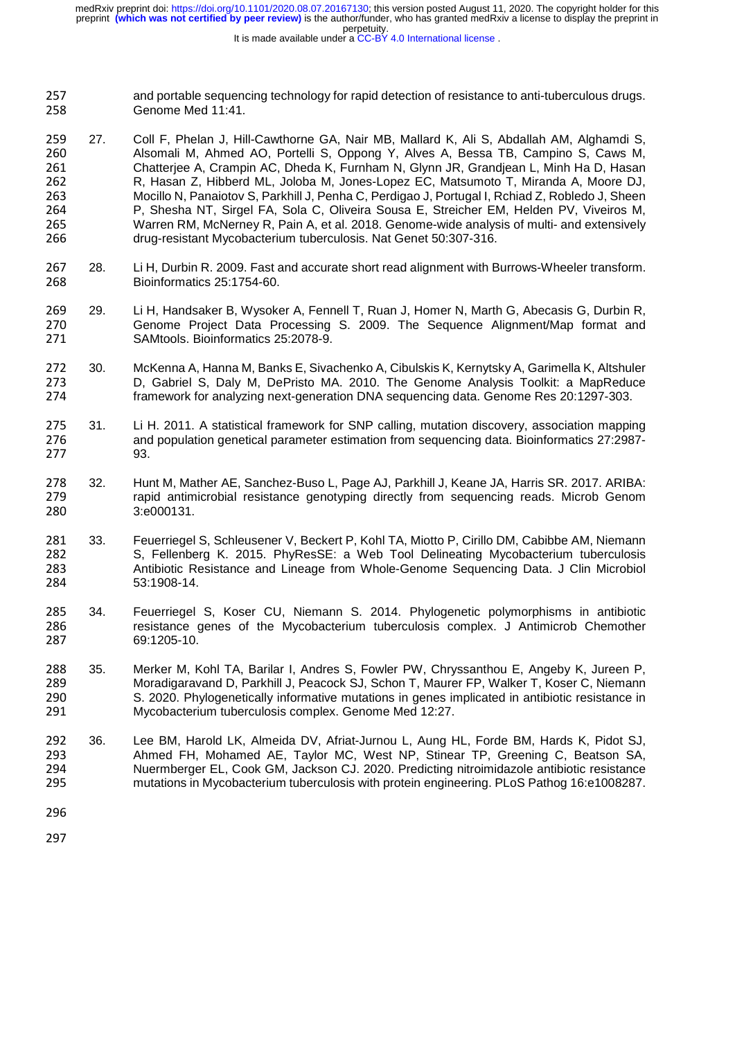and portable sequencing technology for rapid detection of resistance to anti-tuberculous drugs. Genome Med 11:41.

27. Coll F, Phelan J, Hill-Cawthorne GA, Nair MB, Mallard K, Ali S, Abdallah AM, Alghamdi S, Alsomali M, Ahmed AO, Portelli S, Oppong Y, Alves A, Bessa TB, Campino S, Caws M, Chatterjee A, Crampin AC, Dheda K, Furnham N, Glynn JR, Grandjean L, Minh Ha D, Hasan R, Hasan Z, Hibberd ML, Joloba M, Jones-Lopez EC, Matsumoto T, Miranda A, Moore DJ, Mocillo N, Panaiotov S, Parkhill J, Penha C, Perdigao J, Portugal I, Rchiad Z, Robledo J, Sheen P, Shesha NT, Sirgel FA, Sola C, Oliveira Sousa E, Streicher EM, Helden PV, Viveiros M, Warren RM, McNerney R, Pain A, et al. 2018. Genome-wide analysis of multi- and extensively drug-resistant Mycobacterium tuberculosis. Nat Genet 50:307-316.

28. Li H, Durbin R. 2009. Fast and accurate short read alignment with Burrows-Wheeler transform. Bioinformatics 25:1754-60.

29. Li H, Handsaker B, Wysoker A, Fennell T, Ruan J, Homer N, Marth G, Abecasis G, Durbin R, Genome Project Data Processing S. 2009. The Sequence Alignment/Map format and SAMtools. Bioinformatics 25:2078-9.

30. McKenna A, Hanna M, Banks E, Sivachenko A, Cibulskis K, Kernytsky A, Garimella K, Altshuler D, Gabriel S, Daly M, DePristo MA. 2010. The Genome Analysis Toolkit: a MapReduce framework for analyzing next-generation DNA sequencing data. Genome Res 20:1297-303.

31. Li H. 2011. A statistical framework for SNP calling, mutation discovery, association mapping and population genetical parameter estimation from sequencing data. Bioinformatics 27:2987-93.

32. Hunt M, Mather AE, Sanchez-Buso L, Page AJ, Parkhill J, Keane JA, Harris SR. 2017. ARIBA: rapid antimicrobial resistance genotyping directly from sequencing reads. Microb Genom 3:e000131.

33. Feuerriegel S, Schleusener V, Beckert P, Kohl TA, Miotto P, Cirillo DM, Cabibbe AM, Niemann S, Fellenberg K. 2015. PhyResSE: a Web Tool Delineating Mycobacterium tuberculosis Antibiotic Resistance and Lineage from Whole-Genome Sequencing Data. J Clin Microbiol 53:1908-14.

34. Feuerriegel S, Koser CU, Niemann S. 2014. Phylogenetic polymorphisms in antibiotic resistance genes of the Mycobacterium tuberculosis complex. J Antimicrob Chemother 69:1205-10.

35. Merker M, Kohl TA, Barilar I, Andres S, Fowler PW, Chryssanthou E, Angeby K, Jureen P, Moradigaravand D, Parkhill J, Peacock SJ, Schon T, Maurer FP, Walker T, Koser C, Niemann S. 2020. Phylogenetically informative mutations in genes implicated in antibiotic resistance in Mycobacterium tuberculosis complex. Genome Med 12:27.

36. Lee BM, Harold LK, Almeida DV, Afriat-Jurnou L, Aung HL, Forde BM, Hards K, Pidot SJ, Ahmed FH, Mohamed AE, Taylor MC, West NP, Stinear TP, Greening C, Beatson SA, Nuermberger EL, Cook GM, Jackson CJ. 2020. Predicting nitroimidazole antibiotic resistance mutations in Mycobacterium tuberculosis with protein engineering. PLoS Pathog 16:e1008287.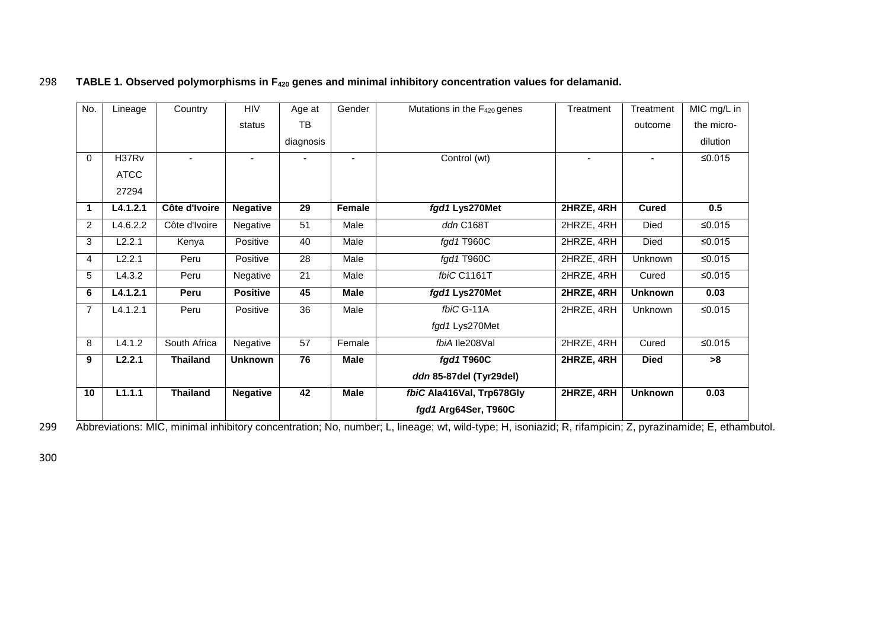**TABLE 1. Observed polymorphisms in $F_{420}$ genes and minimal inhibitory concentration values for delamanid.**

| No. | Lineage | Country | HIV status | Age at TB diagnosis | Gender | Mutations in the $F_{420}$ genes | Treatment | Treatment outcome | MIC mg/L in the micro-dilution |
|---|---|---|---|---|---|---|---|---|---|
| 0 | H37Rv ATCC 27294 | - | - | - | - | Control (wt) | - | - | ≤0.015 |
| **1** | **L4.1.2.1** | **Côte d'Ivoire** | **Negative** | **29** | **Female** | ***fgd1* Lys270Met** | **2HRZE, 4RH** | **Cured** | **0.5** |
| 2 | L4.6.2.2 | Côte d'Ivoire | Negative | 51 | Male | *ddn* C168T | 2HRZE, 4RH | Died | ≤0.015 |
| 3 | L2.2.1 | Kenya | Positive | 40 | Male | *fgd1* T960C | 2HRZE, 4RH | Died | ≤0.015 |
| 4 | L2.2.1 | Peru | Positive | 28 | Male | *fgd1* T960C | 2HRZE, 4RH | Unknown | ≤0.015 |
| 5 | L4.3.2 | Peru | Negative | 21 | Male | *fbiC* C1161T | 2HRZE, 4RH | Cured | ≤0.015 |
| **6** | **L4.1.2.1** | **Peru** | **Positive** | **45** | **Male** | ***fgd1* Lys270Met** | **2HRZE, 4RH** | **Unknown** | **0.03** |
| 7 | L4.1.2.1 | Peru | Positive | 36 | Male | *fbiC* G-11A *fgd1* Lys270Met | 2HRZE, 4RH | Unknown | ≤0.015 |
| 8 | L4.1.2 | South Africa | Negative | 57 | Female | *fbiA* Ile208Val | 2HRZE, 4RH | Cured | ≤0.015 |
| **9** | **L2.2.1** | **Thailand** | **Unknown** | **76** | **Male** | ***fgd1* T960C *ddn* 85-87del (Tyr29del)** | **2HRZE, 4RH** | **Died** | **>8** |
| **10** | **L1.1.1** | **Thailand** | **Negative** | **42** | **Male** | ***fbiC* Ala416Val, Trp678Gly *fgd1* Arg64Ser, T960C** | **2HRZE, 4RH** | **Unknown** | **0.03** |

Abbreviations: MIC, minimal inhibitory concentration; No, number; L, lineage; wt, wild-type; H, isoniazid; R, rifampicin; Z, pyrazinamide; E, ethambutol.